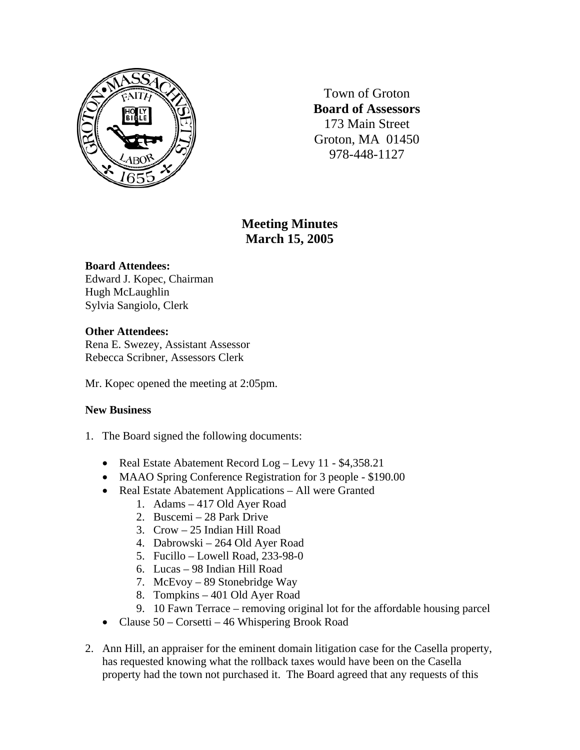Town of Groton
**Board of Assessors**
173 Main Street
Groton, MA 01450
978-448-1127

# Meeting Minutes
# March 15, 2005

**Board Attendees:**
Edward J. Kopec, Chairman
Hugh McLaughlin
Sylvia Sangiolo, Clerk

**Other Attendees:**
Rena E. Swezey, Assistant Assessor
Rebecca Scribner, Assessors Clerk

Mr. Kopec opened the meeting at 2:05pm.

**New Business**

1. The Board signed the following documents:

   - Real Estate Abatement Record Log – Levy 11 - $4,358.21
   - MAAO Spring Conference Registration for 3 people - $190.00
   - Real Estate Abatement Applications – All were Granted
     1. Adams – 417 Old Ayer Road
     2. Buscemi – 28 Park Drive
     3. Crow – 25 Indian Hill Road
     4. Dabrowski – 264 Old Ayer Road
     5. Fucillo – Lowell Road, 233-98-0
     6. Lucas – 98 Indian Hill Road
     7. McEvoy – 89 Stonebridge Way
     8. Tompkins – 401 Old Ayer Road
     9. 10 Fawn Terrace – removing original lot for the affordable housing parcel
   - Clause 50 – Corsetti – 46 Whispering Brook Road

2. Ann Hill, an appraiser for the eminent domain litigation case for the Casella property, has requested knowing what the rollback taxes would have been on the Casella property had the town not purchased it. The Board agreed that any requests of this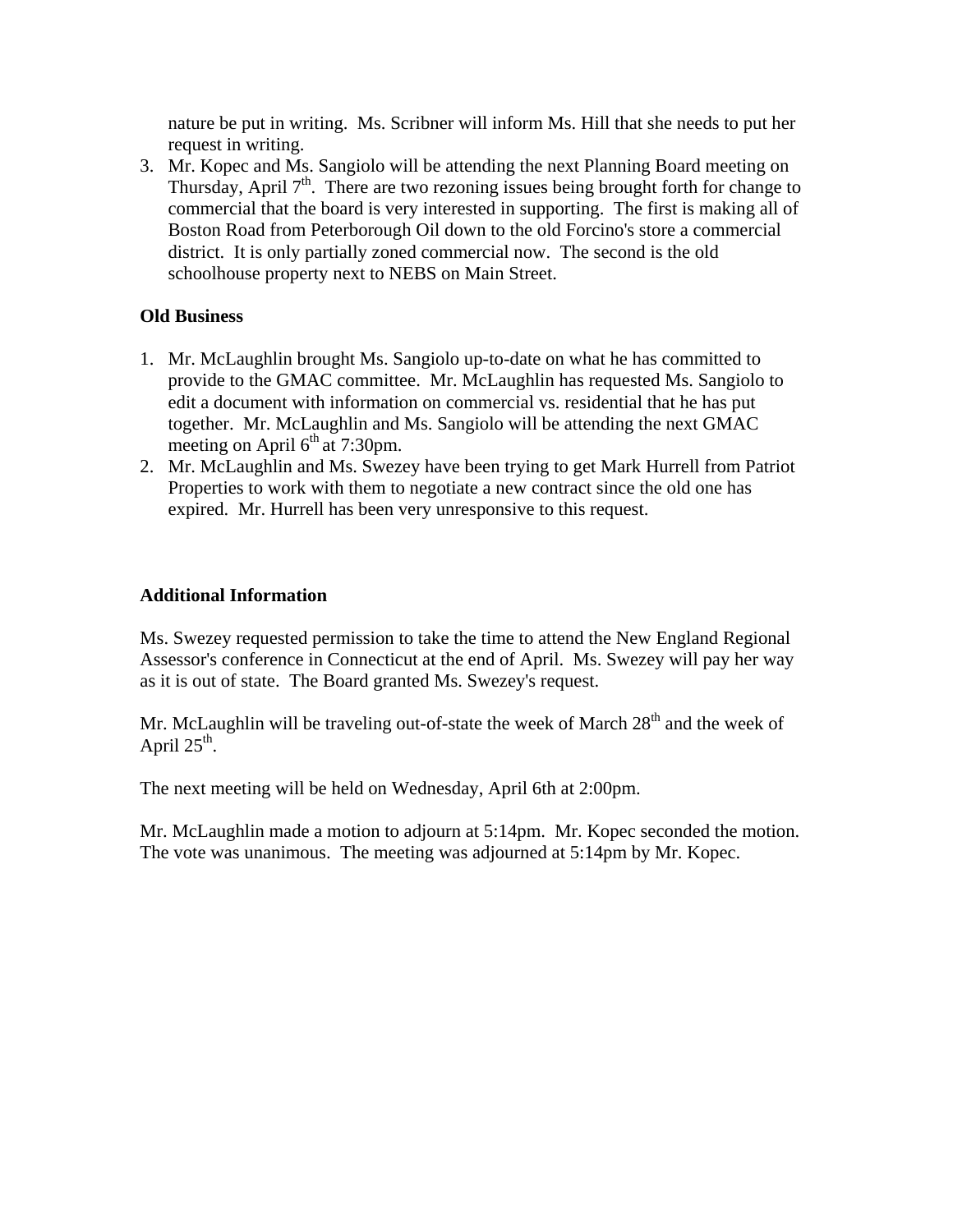nature be put in writing. Ms. Scribner will inform Ms. Hill that she needs to put her request in writing.

3. Mr. Kopec and Ms. Sangiolo will be attending the next Planning Board meeting on Thursday, April 7th. There are two rezoning issues being brought forth for change to commercial that the board is very interested in supporting. The first is making all of Boston Road from Peterborough Oil down to the old Forcino's store a commercial district. It is only partially zoned commercial now. The second is the old schoolhouse property next to NEBS on Main Street.

**Old Business**

1. Mr. McLaughlin brought Ms. Sangiolo up-to-date on what he has committed to provide to the GMAC committee. Mr. McLaughlin has requested Ms. Sangiolo to edit a document with information on commercial vs. residential that he has put together. Mr. McLaughlin and Ms. Sangiolo will be attending the next GMAC meeting on April 6th at 7:30pm.
2. Mr. McLaughlin and Ms. Swezey have been trying to get Mark Hurrell from Patriot Properties to work with them to negotiate a new contract since the old one has expired. Mr. Hurrell has been very unresponsive to this request.

**Additional Information**

Ms. Swezey requested permission to take the time to attend the New England Regional Assessor's conference in Connecticut at the end of April. Ms. Swezey will pay her way as it is out of state. The Board granted Ms. Swezey's request.

Mr. McLaughlin will be traveling out-of-state the week of March 28th and the week of April 25th.

The next meeting will be held on Wednesday, April 6th at 2:00pm.

Mr. McLaughlin made a motion to adjourn at 5:14pm. Mr. Kopec seconded the motion. The vote was unanimous. The meeting was adjourned at 5:14pm by Mr. Kopec.